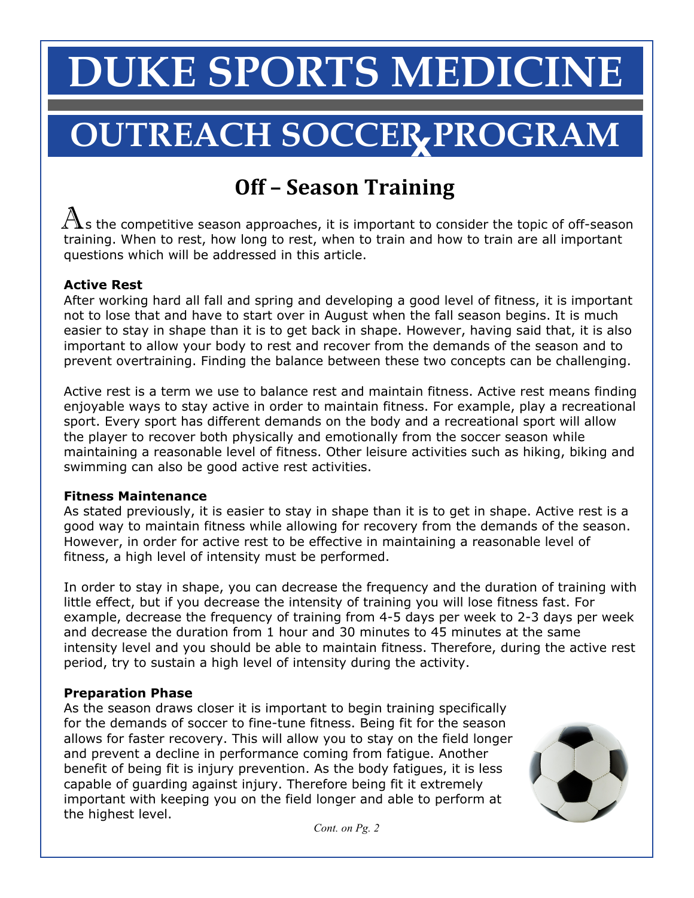# DUKE SPORTS MEDICINE

# OUTREACH SOCCER PROGRAM

## Off – Season Training

As the competitive season approaches, it is important to consider the topic of off-season training. When to rest, how long to rest, when to train and how to train are all important questions which will be addressed in this article.

**Active Rest**

After working hard all fall and spring and developing a good level of fitness, it is important not to lose that and have to start over in August when the fall season begins. It is much easier to stay in shape than it is to get back in shape. However, having said that, it is also important to allow your body to rest and recover from the demands of the season and to prevent overtraining. Finding the balance between these two concepts can be challenging.

Active rest is a term we use to balance rest and maintain fitness. Active rest means finding enjoyable ways to stay active in order to maintain fitness. For example, play a recreational sport. Every sport has different demands on the body and a recreational sport will allow the player to recover both physically and emotionally from the soccer season while maintaining a reasonable level of fitness. Other leisure activities such as hiking, biking and swimming can also be good active rest activities.

**Fitness Maintenance**

As stated previously, it is easier to stay in shape than it is to get in shape. Active rest is a good way to maintain fitness while allowing for recovery from the demands of the season. However, in order for active rest to be effective in maintaining a reasonable level of fitness, a high level of intensity must be performed.

In order to stay in shape, you can decrease the frequency and the duration of training with little effect, but if you decrease the intensity of training you will lose fitness fast. For example, decrease the frequency of training from 4-5 days per week to 2-3 days per week and decrease the duration from 1 hour and 30 minutes to 45 minutes at the same intensity level and you should be able to maintain fitness. Therefore, during the active rest period, try to sustain a high level of intensity during the activity.

**Preparation Phase**

As the season draws closer it is important to begin training specifically for the demands of soccer to fine-tune fitness. Being fit for the season allows for faster recovery. This will allow you to stay on the field longer and prevent a decline in performance coming from fatigue. Another benefit of being fit is injury prevention. As the body fatigues, it is less capable of guarding against injury. Therefore being fit it extremely important with keeping you on the field longer and able to perform at the highest level.

*Cont. on Pg. 2*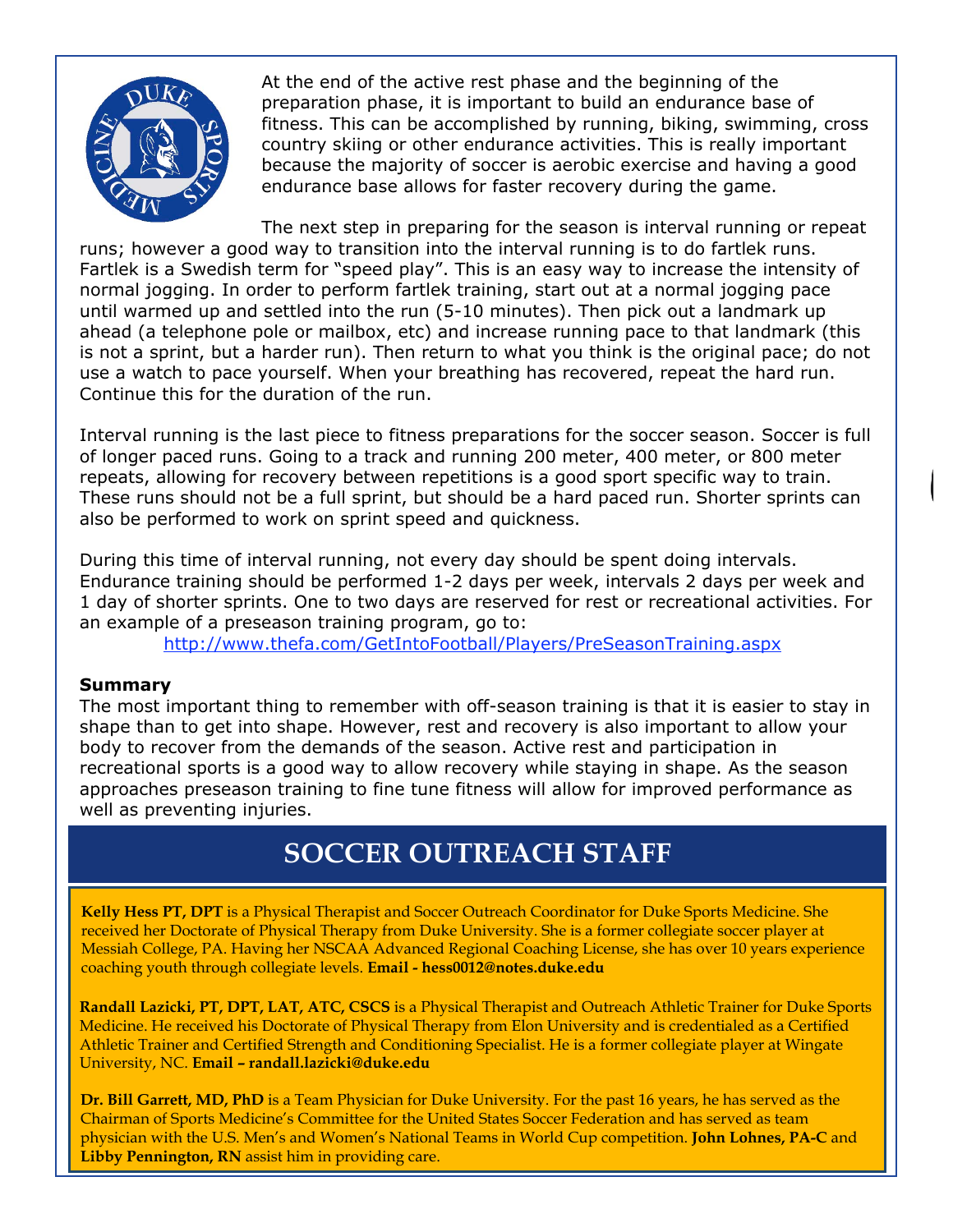At the end of the active rest phase and the beginning of the preparation phase, it is important to build an endurance base of fitness. This can be accomplished by running, biking, swimming, cross country skiing or other endurance activities. This is really important because the majority of soccer is aerobic exercise and having a good endurance base allows for faster recovery during the game.

The next step in preparing for the season is interval running or repeat runs; however a good way to transition into the interval running is to do fartlek runs. Fartlek is a Swedish term for "speed play". This is an easy way to increase the intensity of normal jogging. In order to perform fartlek training, start out at a normal jogging pace until warmed up and settled into the run (5-10 minutes). Then pick out a landmark up ahead (a telephone pole or mailbox, etc) and increase running pace to that landmark (this is not a sprint, but a harder run). Then return to what you think is the original pace; do not use a watch to pace yourself. When your breathing has recovered, repeat the hard run. Continue this for the duration of the run.

Interval running is the last piece to fitness preparations for the soccer season. Soccer is full of longer paced runs. Going to a track and running 200 meter, 400 meter, or 800 meter repeats, allowing for recovery between repetitions is a good sport specific way to train. These runs should not be a full sprint, but should be a hard paced run. Shorter sprints can also be performed to work on sprint speed and quickness.

During this time of interval running, not every day should be spent doing intervals. Endurance training should be performed 1-2 days per week, intervals 2 days per week and 1 day of shorter sprints. One to two days are reserved for rest or recreational activities. For an example of a preseason training program, go to:

http://www.thefa.com/GetIntoFootball/Players/PreSeasonTraining.aspx

**Summary**

The most important thing to remember with off-season training is that it is easier to stay in shape than to get into shape. However, rest and recovery is also important to allow your body to recover from the demands of the season. Active rest and participation in recreational sports is a good way to allow recovery while staying in shape. As the season approaches preseason training to fine tune fitness will allow for improved performance as well as preventing injuries.

## SOCCER OUTREACH STAFF

**Kelly Hess PT, DPT** is a Physical Therapist and Soccer Outreach Coordinator for Duke Sports Medicine. She received her Doctorate of Physical Therapy from Duke University. She is a former collegiate soccer player at Messiah College, PA. Having her NSCAA Advanced Regional Coaching License, she has over 10 years experience coaching youth through collegiate levels. **Email - hess0012@notes.duke.edu**

**Randall Lazicki, PT, DPT, LAT, ATC, CSCS** is a Physical Therapist and Outreach Athletic Trainer for Duke Sports Medicine. He received his Doctorate of Physical Therapy from Elon University and is credentialed as a Certified Athletic Trainer and Certified Strength and Conditioning Specialist. He is a former collegiate player at Wingate University, NC. **Email – randall.lazicki@duke.edu**

**Dr. Bill Garrett, MD, PhD** is a Team Physician for Duke University. For the past 16 years, he has served as the Chairman of Sports Medicine's Committee for the United States Soccer Federation and has served as team physician with the U.S. Men's and Women's National Teams in World Cup competition. **John Lohnes, PA-C** and **Libby Pennington, RN** assist him in providing care.